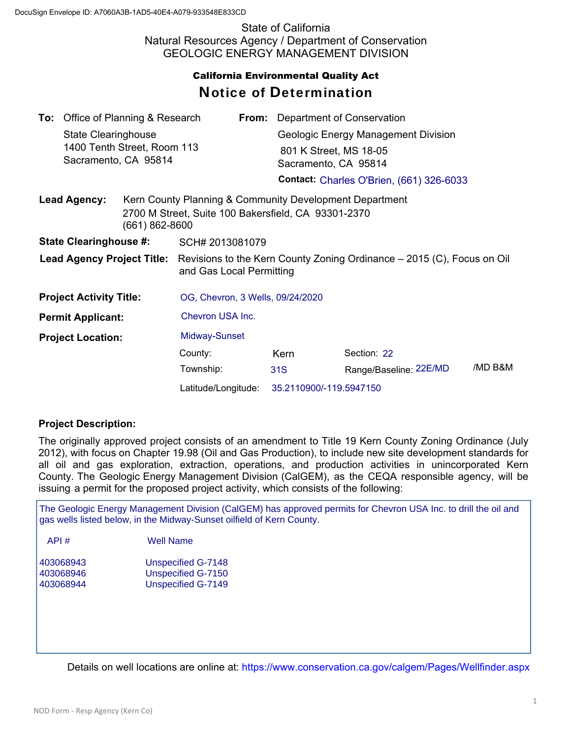DocuSign Envelope ID: A7060A3B-1AD5-40E4-A079-933548E833CD

State of California
Natural Resources Agency / Department of Conservation
GEOLOGIC ENERGY MANAGEMENT DIVISION

**California Environmental Quality Act**

# Notice of Determination

**To:** Office of Planning & Research
State Clearinghouse
1400 Tenth Street, Room 113
Sacramento, CA 95814

**From:** Department of Conservation
Geologic Energy Management Division
801 K Street, MS 18-05
Sacramento, CA 95814

**Contact:** Charles O'Brien, (661) 326-6033

**Lead Agency:** Kern County Planning & Community Development Department
2700 M Street, Suite 100 Bakersfield, CA 93301-2370
(661) 862-8600

**State Clearinghouse #:** SCH# 2013081079

**Lead Agency Project Title:** Revisions to the Kern County Zoning Ordinance – 2015 (C), Focus on Oil and Gas Local Permitting

**Project Activity Title:** OG, Chevron, 3 Wells, 09/24/2020

**Permit Applicant:** Chevron USA Inc.

**Project Location:** Midway-Sunset

County: Kern — Section: 22
Township: 31S — Range/Baseline: 22E/MD /MD B&M
Latitude/Longitude: 35.2110900/-119.5947150

**Project Description:**

The originally approved project consists of an amendment to Title 19 Kern County Zoning Ordinance (July 2012), with focus on Chapter 19.98 (Oil and Gas Production), to include new site development standards for all oil and gas exploration, extraction, operations, and production activities in unincorporated Kern County. The Geologic Energy Management Division (CalGEM), as the CEQA responsible agency, will be issuing a permit for the proposed project activity, which consists of the following:

The Geologic Energy Management Division (CalGEM) has approved permits for Chevron USA Inc. to drill the oil and gas wells listed below, in the Midway-Sunset oilfield of Kern County.

| API # | Well Name |
|---|---|
| 403068943 | Unspecified G-7148 |
| 403068946 | Unspecified G-7150 |
| 403068944 | Unspecified G-7149 |

Details on well locations are online at: https://www.conservation.ca.gov/calgem/Pages/Wellfinder.aspx

NOD Form - Resp Agency (Kern Co)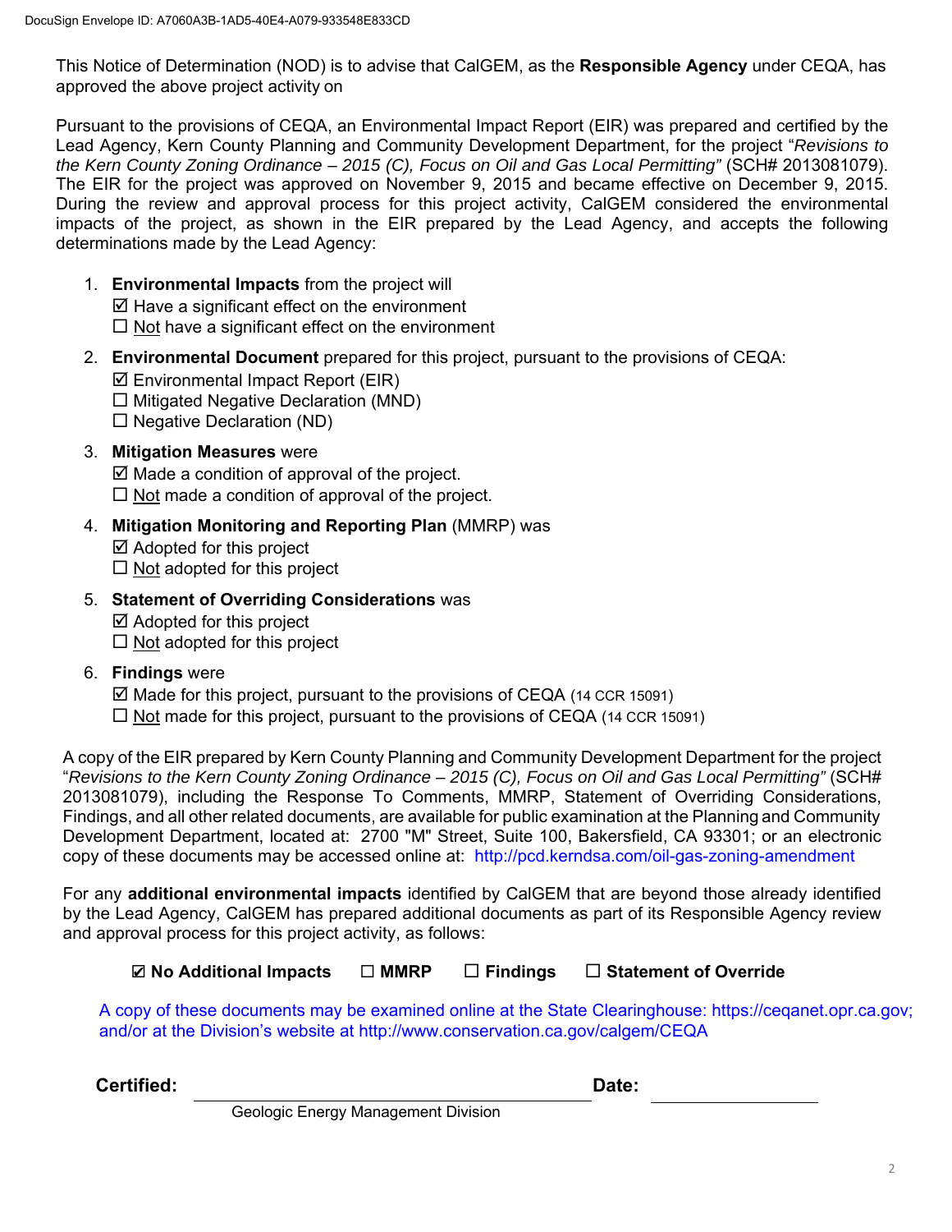This Notice of Determination (NOD) is to advise that CalGEM, as the **Responsible Agency** under CEQA, has approved the above project activity on

Pursuant to the provisions of CEQA, an Environmental Impact Report (EIR) was prepared and certified by the Lead Agency, Kern County Planning and Community Development Department, for the project "*Revisions to the Kern County Zoning Ordinance – 2015 (C), Focus on Oil and Gas Local Permitting*" (SCH# 2013081079). The EIR for the project was approved on November 9, 2015 and became effective on December 9, 2015. During the review and approval process for this project activity, CalGEM considered the environmental impacts of the project, as shown in the EIR prepared by the Lead Agency, and accepts the following determinations made by the Lead Agency:

1. **Environmental Impacts** from the project will
   - ☑ Have a significant effect on the environment
   - ☐ Not have a significant effect on the environment
2. **Environmental Document** prepared for this project, pursuant to the provisions of CEQA:
   - ☑ Environmental Impact Report (EIR)
   - ☐ Mitigated Negative Declaration (MND)
   - ☐ Negative Declaration (ND)
3. **Mitigation Measures** were
   - ☑ Made a condition of approval of the project.
   - ☐ Not made a condition of approval of the project.
4. **Mitigation Monitoring and Reporting Plan** (MMRP) was
   - ☑ Adopted for this project
   - ☐ Not adopted for this project
5. **Statement of Overriding Considerations** was
   - ☑ Adopted for this project
   - ☐ Not adopted for this project
6. **Findings** were
   - ☑ Made for this project, pursuant to the provisions of CEQA (14 CCR 15091)
   - ☐ Not made for this project, pursuant to the provisions of CEQA (14 CCR 15091)

A copy of the EIR prepared by Kern County Planning and Community Development Department for the project "*Revisions to the Kern County Zoning Ordinance – 2015 (C), Focus on Oil and Gas Local Permitting*" (SCH# 2013081079), including the Response To Comments, MMRP, Statement of Overriding Considerations, Findings, and all other related documents, are available for public examination at the Planning and Community Development Department, located at: 2700 "M" Street, Suite 100, Bakersfield, CA 93301; or an electronic copy of these documents may be accessed online at: http://pcd.kerndsa.com/oil-gas-zoning-amendment

For any **additional environmental impacts** identified by CalGEM that are beyond those already identified by the Lead Agency, CalGEM has prepared additional documents as part of its Responsible Agency review and approval process for this project activity, as follows:

**☑ No Additional Impacts** **☐ MMRP** **☐ Findings** **☐ Statement of Override**

A copy of these documents may be examined online at the State Clearinghouse: https://ceqanet.opr.ca.gov; and/or at the Division's website at http://www.conservation.ca.gov/calgem/CEQA

**Certified:** ______________________________ **Date:** ______________

Geologic Energy Management Division